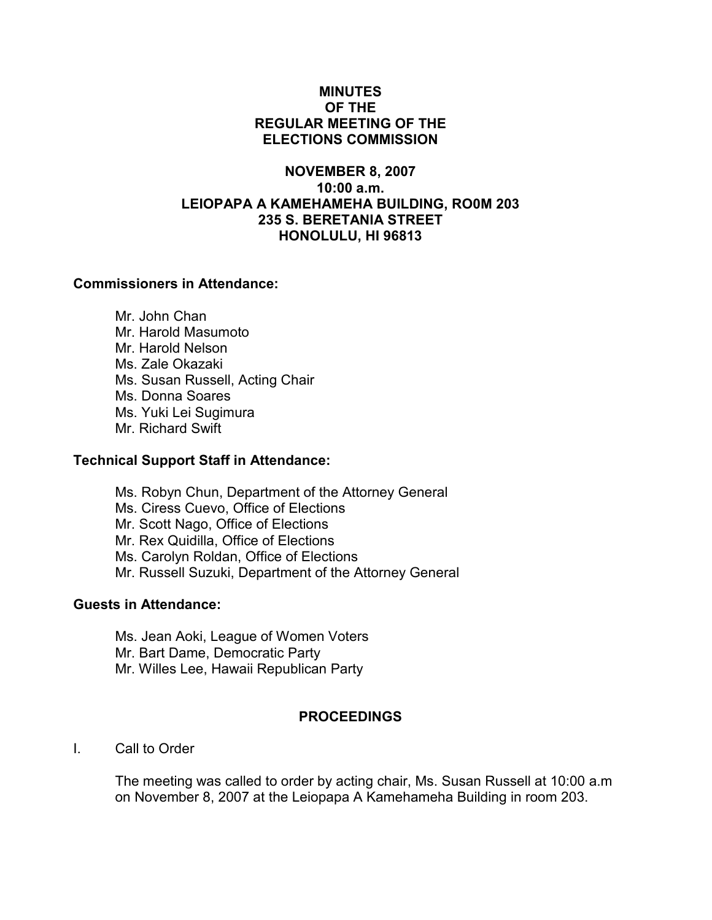# MINUTES OF THE REGULAR MEETING OF THE ELECTIONS COMMISSION

## NOVEMBER 8, 2007
## 10:00 a.m.
## LEIOPAPA A KAMEHAMEHA BUILDING, RO0M 203
## 235 S. BERETANIA STREET
## HONOLULU, HI 96813

**Commissioners in Attendance:**

Mr. John Chan
Mr. Harold Masumoto
Mr. Harold Nelson
Ms. Zale Okazaki
Ms. Susan Russell, Acting Chair
Ms. Donna Soares
Ms. Yuki Lei Sugimura
Mr. Richard Swift

**Technical Support Staff in Attendance:**

Ms. Robyn Chun, Department of the Attorney General
Ms. Ciress Cuevo, Office of Elections
Mr. Scott Nago, Office of Elections
Mr. Rex Quidilla, Office of Elections
Ms. Carolyn Roldan, Office of Elections
Mr. Russell Suzuki, Department of the Attorney General

**Guests in Attendance:**

Ms. Jean Aoki, League of Women Voters
Mr. Bart Dame, Democratic Party
Mr. Willes Lee, Hawaii Republican Party

## PROCEEDINGS

I. Call to Order

The meeting was called to order by acting chair, Ms. Susan Russell at 10:00 a.m on November 8, 2007 at the Leiopapa A Kamehameha Building in room 203.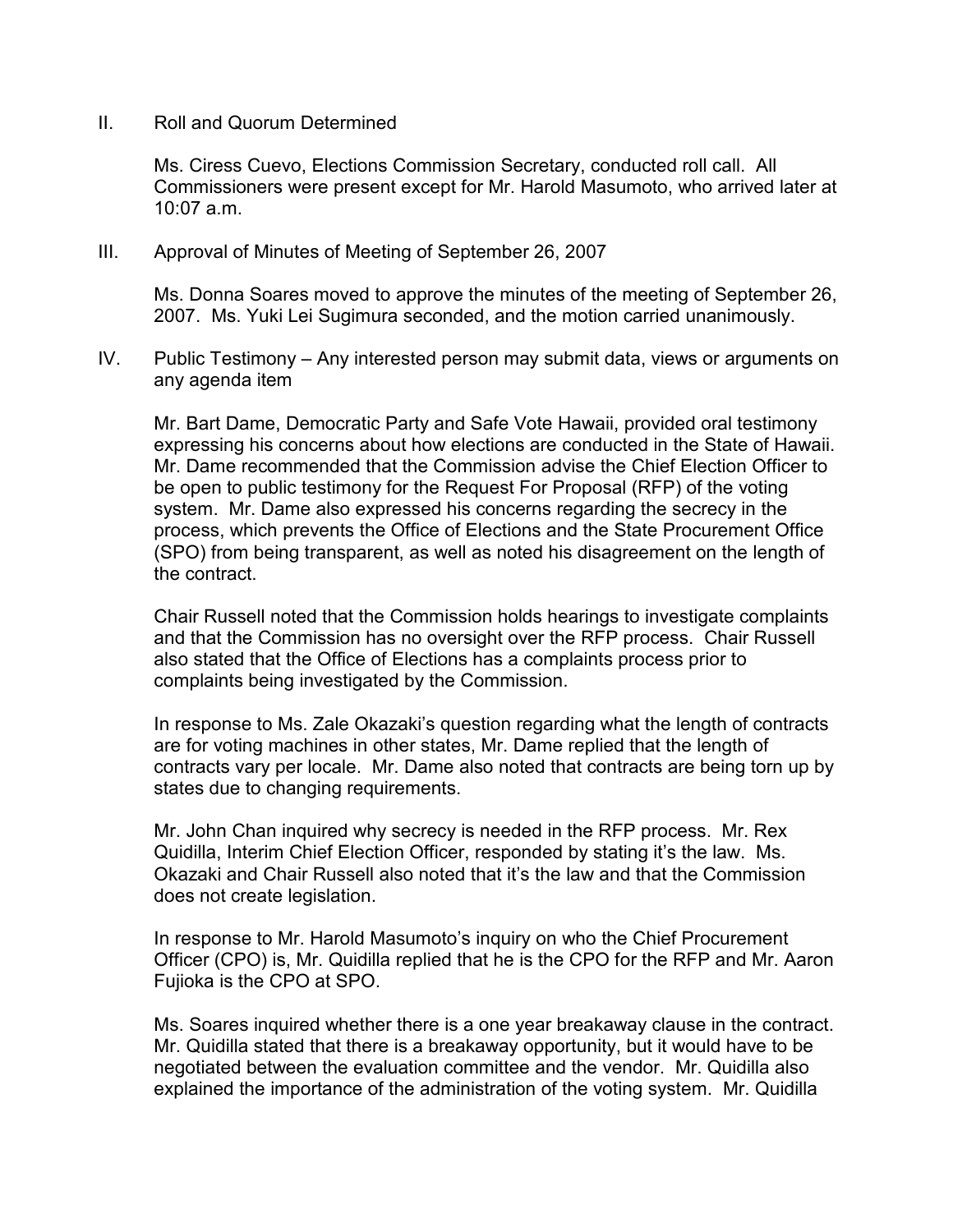II. Roll and Quorum Determined

Ms. Ciress Cuevo, Elections Commission Secretary, conducted roll call. All Commissioners were present except for Mr. Harold Masumoto, who arrived later at 10:07 a.m.

III. Approval of Minutes of Meeting of September 26, 2007

Ms. Donna Soares moved to approve the minutes of the meeting of September 26, 2007. Ms. Yuki Lei Sugimura seconded, and the motion carried unanimously.

IV. Public Testimony – Any interested person may submit data, views or arguments on any agenda item

Mr. Bart Dame, Democratic Party and Safe Vote Hawaii, provided oral testimony expressing his concerns about how elections are conducted in the State of Hawaii. Mr. Dame recommended that the Commission advise the Chief Election Officer to be open to public testimony for the Request For Proposal (RFP) of the voting system. Mr. Dame also expressed his concerns regarding the secrecy in the process, which prevents the Office of Elections and the State Procurement Office (SPO) from being transparent, as well as noted his disagreement on the length of the contract.

Chair Russell noted that the Commission holds hearings to investigate complaints and that the Commission has no oversight over the RFP process. Chair Russell also stated that the Office of Elections has a complaints process prior to complaints being investigated by the Commission.

In response to Ms. Zale Okazaki's question regarding what the length of contracts are for voting machines in other states, Mr. Dame replied that the length of contracts vary per locale. Mr. Dame also noted that contracts are being torn up by states due to changing requirements.

Mr. John Chan inquired why secrecy is needed in the RFP process. Mr. Rex Quidilla, Interim Chief Election Officer, responded by stating it's the law. Ms. Okazaki and Chair Russell also noted that it's the law and that the Commission does not create legislation.

In response to Mr. Harold Masumoto's inquiry on who the Chief Procurement Officer (CPO) is, Mr. Quidilla replied that he is the CPO for the RFP and Mr. Aaron Fujioka is the CPO at SPO.

Ms. Soares inquired whether there is a one year breakaway clause in the contract. Mr. Quidilla stated that there is a breakaway opportunity, but it would have to be negotiated between the evaluation committee and the vendor. Mr. Quidilla also explained the importance of the administration of the voting system. Mr. Quidilla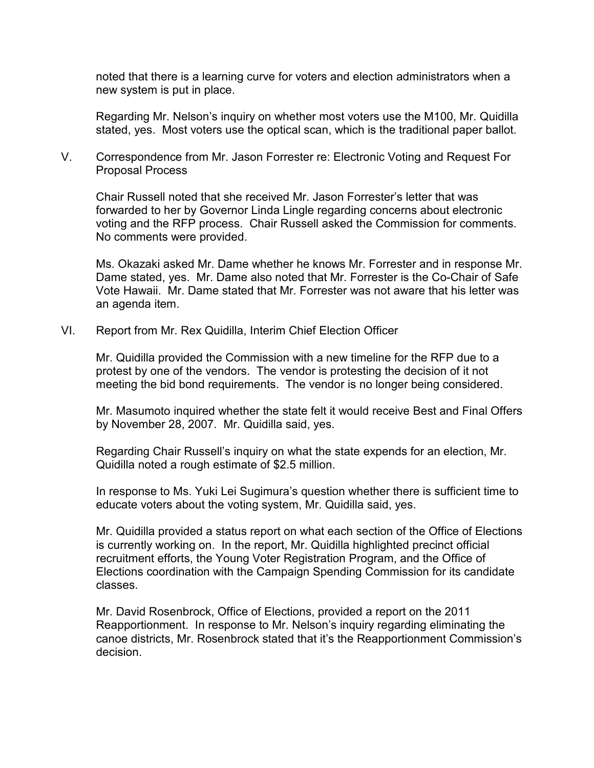noted that there is a learning curve for voters and election administrators when a new system is put in place.

Regarding Mr. Nelson's inquiry on whether most voters use the M100, Mr. Quidilla stated, yes. Most voters use the optical scan, which is the traditional paper ballot.

V. Correspondence from Mr. Jason Forrester re: Electronic Voting and Request For Proposal Process

Chair Russell noted that she received Mr. Jason Forrester's letter that was forwarded to her by Governor Linda Lingle regarding concerns about electronic voting and the RFP process. Chair Russell asked the Commission for comments. No comments were provided.

Ms. Okazaki asked Mr. Dame whether he knows Mr. Forrester and in response Mr. Dame stated, yes. Mr. Dame also noted that Mr. Forrester is the Co-Chair of Safe Vote Hawaii. Mr. Dame stated that Mr. Forrester was not aware that his letter was an agenda item.

VI. Report from Mr. Rex Quidilla, Interim Chief Election Officer

Mr. Quidilla provided the Commission with a new timeline for the RFP due to a protest by one of the vendors. The vendor is protesting the decision of it not meeting the bid bond requirements. The vendor is no longer being considered.

Mr. Masumoto inquired whether the state felt it would receive Best and Final Offers by November 28, 2007. Mr. Quidilla said, yes.

Regarding Chair Russell's inquiry on what the state expends for an election, Mr. Quidilla noted a rough estimate of $2.5 million.

In response to Ms. Yuki Lei Sugimura's question whether there is sufficient time to educate voters about the voting system, Mr. Quidilla said, yes.

Mr. Quidilla provided a status report on what each section of the Office of Elections is currently working on. In the report, Mr. Quidilla highlighted precinct official recruitment efforts, the Young Voter Registration Program, and the Office of Elections coordination with the Campaign Spending Commission for its candidate classes.

Mr. David Rosenbrock, Office of Elections, provided a report on the 2011 Reapportionment. In response to Mr. Nelson's inquiry regarding eliminating the canoe districts, Mr. Rosenbrock stated that it's the Reapportionment Commission's decision.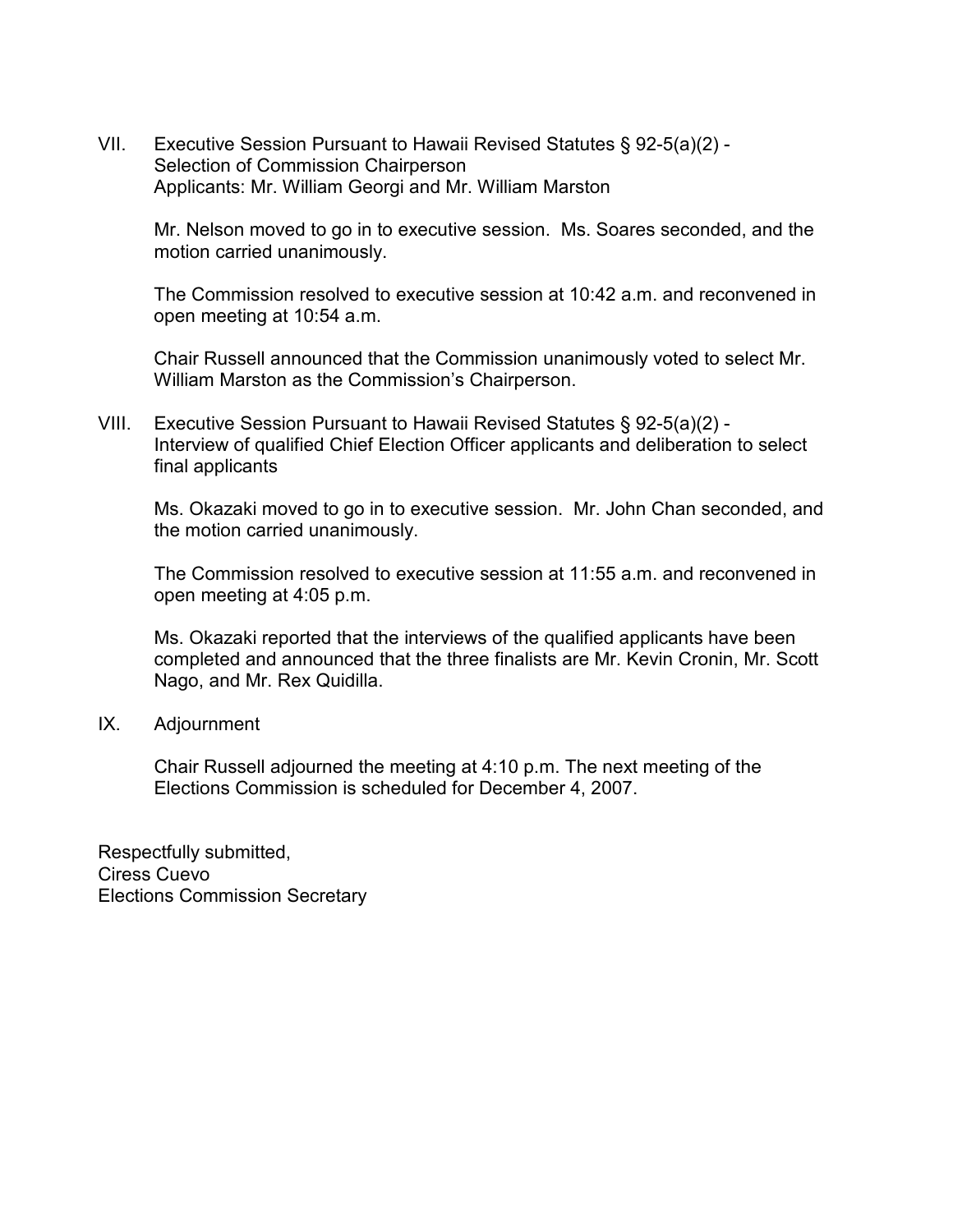VII. Executive Session Pursuant to Hawaii Revised Statutes § 92-5(a)(2) - Selection of Commission Chairperson
Applicants: Mr. William Georgi and Mr. William Marston

Mr. Nelson moved to go in to executive session. Ms. Soares seconded, and the motion carried unanimously.

The Commission resolved to executive session at 10:42 a.m. and reconvened in open meeting at 10:54 a.m.

Chair Russell announced that the Commission unanimously voted to select Mr. William Marston as the Commission's Chairperson.

VIII. Executive Session Pursuant to Hawaii Revised Statutes § 92-5(a)(2) - Interview of qualified Chief Election Officer applicants and deliberation to select final applicants

Ms. Okazaki moved to go in to executive session. Mr. John Chan seconded, and the motion carried unanimously.

The Commission resolved to executive session at 11:55 a.m. and reconvened in open meeting at 4:05 p.m.

Ms. Okazaki reported that the interviews of the qualified applicants have been completed and announced that the three finalists are Mr. Kevin Cronin, Mr. Scott Nago, and Mr. Rex Quidilla.

IX. Adjournment

Chair Russell adjourned the meeting at 4:10 p.m. The next meeting of the Elections Commission is scheduled for December 4, 2007.

Respectfully submitted,
Ciress Cuevo
Elections Commission Secretary